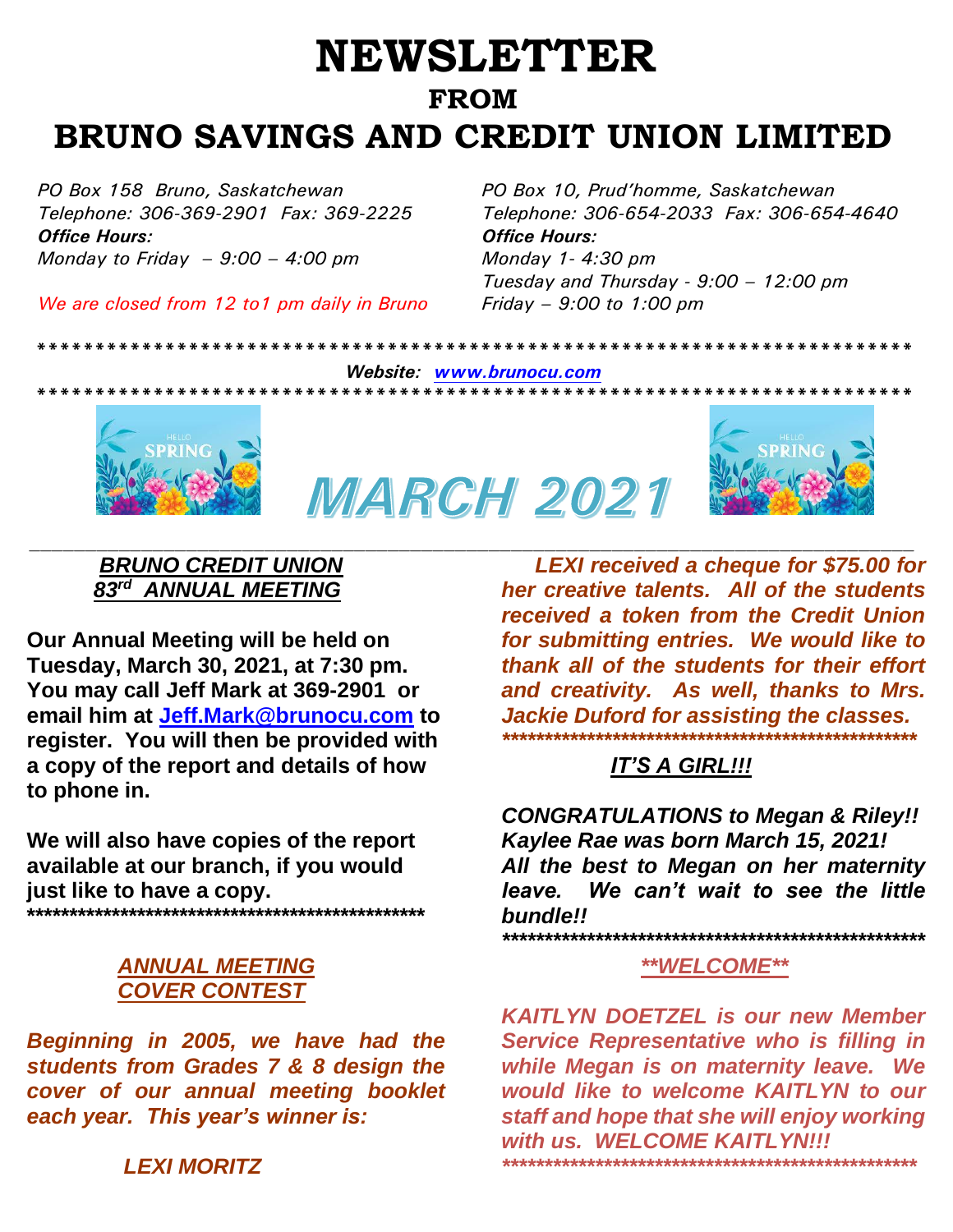# NEWSLETTER

## FROM

# BRUNO SAVINGS AND CREDIT UNION LIMITED

*PO Box 158 Bruno, Saskatchewan*
*Telephone: 306-369-2901 Fax: 369-2225*
***Office Hours:***
*Monday to Friday – 9:00 – 4:00 pm*

*We are closed from 12 to1 pm daily in Bruno*

*PO Box 10, Prud'homme, Saskatchewan*
*Telephone: 306-654-2033 Fax: 306-654-4640*
***Office Hours:***
*Monday 1- 4:30 pm*
*Tuesday and Thursday - 9:00 – 12:00 pm*
*Friday – 9:00 to 1:00 pm*

*************************************************************************

***Website: www.brunocu.com***

*************************************************************************

# MARCH 2021

### BRUNO CREDIT UNION 83rd ANNUAL MEETING

**Our Annual Meeting will be held on Tuesday, March 30, 2021, at 7:30 pm. You may call Jeff Mark at 369-2901 or email him at Jeff.Mark@brunocu.com to register. You will then be provided with a copy of the report and details of how to phone in.**

**We will also have copies of the report available at our branch, if you would just like to have a copy.**

*************************************************

### ANNUAL MEETING COVER CONTEST

***Beginning in 2005, we have had the students from Grades 7 & 8 design the cover of our annual meeting booklet each year. This year's winner is:***

***LEXI MORITZ***

***LEXI received a cheque for $75.00 for her creative talents. All of the students received a token from the Credit Union for submitting entries. We would like to thank all of the students for their effort and creativity. As well, thanks to Mrs. Jackie Duford for assisting the classes.***

*************************************************

### IT'S A GIRL!!!

***CONGRATULATIONS to Megan & Riley!! Kaylee Rae was born March 15, 2021! All the best to Megan on her maternity leave. We can't wait to see the little bundle!!***

*************************************************

### **WELCOME**

***KAITLYN DOETZEL is our new Member Service Representative who is filling in while Megan is on maternity leave. We would like to welcome KAITLYN to our staff and hope that she will enjoy working with us. WELCOME KAITLYN!!!***

*************************************************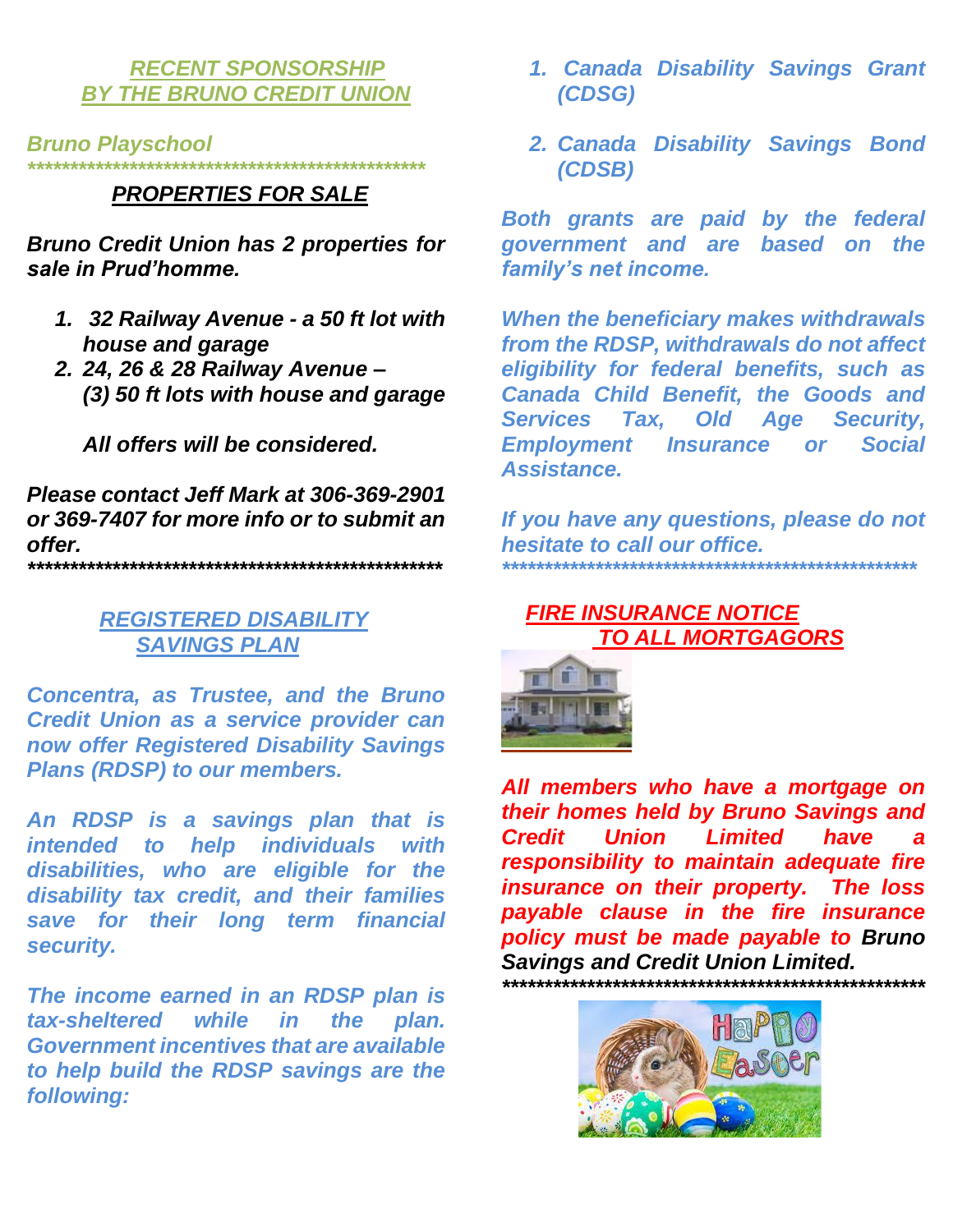## *RECENT SPONSORSHIP BY THE BRUNO CREDIT UNION*

*Bruno Playschool*

*************************************************

## *PROPERTIES FOR SALE*

***Bruno Credit Union has 2 properties for sale in Prud'homme.***

1. ***32 Railway Avenue - a 50 ft lot with house and garage***
2. ***24, 26 & 28 Railway Avenue – (3) 50 ft lots with house and garage***

***All offers will be considered.***

***Please contact Jeff Mark at 306-369-2901 or 369-7407 for more info or to submit an offer.***

***************************************************

## *REGISTERED DISABILITY SAVINGS PLAN*

***Concentra, as Trustee, and the Bruno Credit Union as a service provider can now offer Registered Disability Savings Plans (RDSP) to our members.***

***An RDSP is a savings plan that is intended to help individuals with disabilities, who are eligible for the disability tax credit, and their families save for their long term financial security.***

***The income earned in an RDSP plan is tax-sheltered while in the plan. Government incentives that are available to help build the RDSP savings are the following:***

1. ***Canada Disability Savings Grant (CDSG)***
2. ***Canada Disability Savings Bond (CDSB)***

***Both grants are paid by the federal government and are based on the family's net income.***

***When the beneficiary makes withdrawals from the RDSP, withdrawals do not affect eligibility for federal benefits, such as Canada Child Benefit, the Goods and Services Tax, Old Age Security, Employment Insurance or Social Assistance.***

***If you have any questions, please do not hesitate to call our office.***

****************************************************

## *FIRE INSURANCE NOTICE TO ALL MORTGAGORS*

***All members who have a mortgage on their homes held by Bruno Savings and Credit Union Limited have a responsibility to maintain adequate fire insurance on their property. The loss payable clause in the fire insurance policy must be made payable to Bruno Savings and Credit Union Limited.***

****************************************************